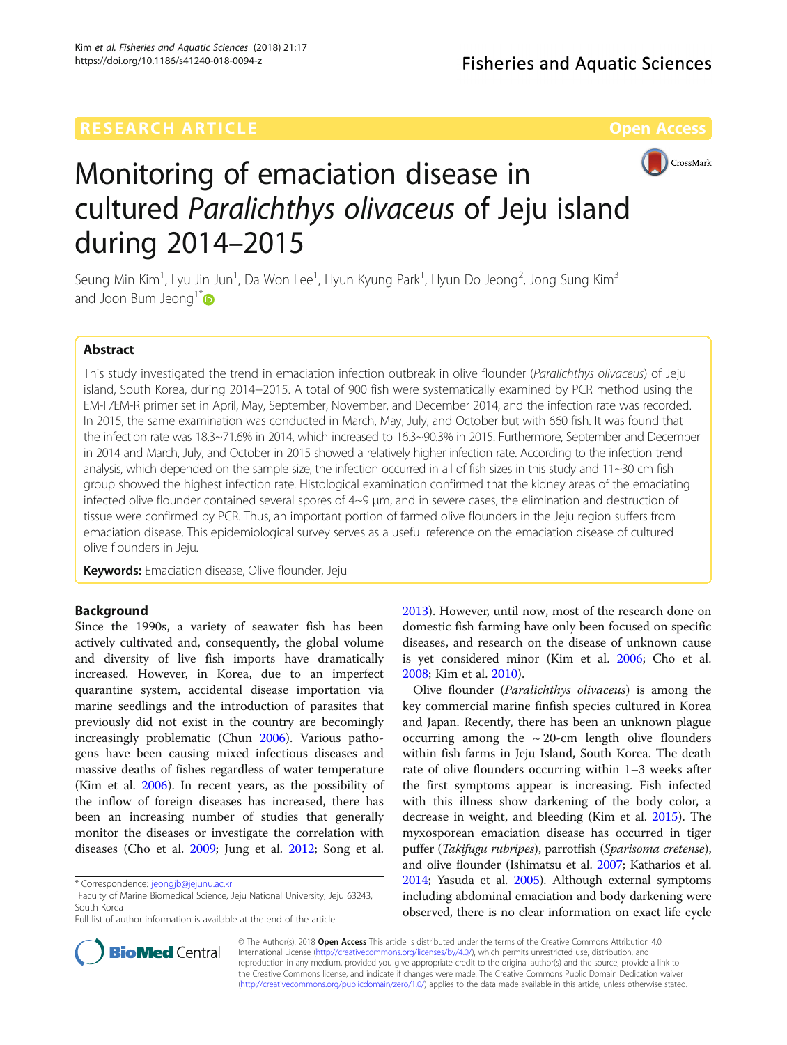RESEARCH ARTICLE

Open Access

# Monitoring of emaciation disease in cultured *Paralichthys olivaceus* of Jeju island during 2014–2015

Seung Min Kim[1], Lyu Jin Jun[1], Da Won Lee[1], Hyun Kyung Park[1], Hyun Do Jeong[2], Jong Sung Kim[3] and Joon Bum Jeong[1*]

## Abstract

This study investigated the trend in emaciation infection outbreak in olive flounder (*Paralichthys olivaceus*) of Jeju island, South Korea, during 2014–2015. A total of 900 fish were systematically examined by PCR method using the EM-F/EM-R primer set in April, May, September, November, and December 2014, and the infection rate was recorded. In 2015, the same examination was conducted in March, May, July, and October but with 660 fish. It was found that the infection rate was 18.3~71.6% in 2014, which increased to 16.3~90.3% in 2015. Furthermore, September and December in 2014 and March, July, and October in 2015 showed a relatively higher infection rate. According to the infection trend analysis, which depended on the sample size, the infection occurred in all of fish sizes in this study and 11~30 cm fish group showed the highest infection rate. Histological examination confirmed that the kidney areas of the emaciating infected olive flounder contained several spores of 4~9 μm, and in severe cases, the elimination and destruction of tissue were confirmed by PCR. Thus, an important portion of farmed olive flounders in the Jeju region suffers from emaciation disease. This epidemiological survey serves as a useful reference on the emaciation disease of cultured olive flounders in Jeju.

**Keywords:** Emaciation disease, Olive flounder, Jeju

## Background

Since the 1990s, a variety of seawater fish has been actively cultivated and, consequently, the global volume and diversity of live fish imports have dramatically increased. However, in Korea, due to an imperfect quarantine system, accidental disease importation via marine seedlings and the introduction of parasites that previously did not exist in the country are becomingly increasingly problematic (Chun 2006). Various pathogens have been causing mixed infectious diseases and massive deaths of fishes regardless of water temperature (Kim et al. 2006). In recent years, as the possibility of the inflow of foreign diseases has increased, there has been an increasing number of studies that generally monitor the diseases or investigate the correlation with diseases (Cho et al. 2009; Jung et al. 2012; Song et al. 2013). However, until now, most of the research done on domestic fish farming have only been focused on specific diseases, and research on the disease of unknown cause is yet considered minor (Kim et al. 2006; Cho et al. 2008; Kim et al. 2010).

Olive flounder (*Paralichthys olivaceus*) is among the key commercial marine finfish species cultured in Korea and Japan. Recently, there has been an unknown plague occurring among the ~20-cm length olive flounders within fish farms in Jeju Island, South Korea. The death rate of olive flounders occurring within 1–3 weeks after the first symptoms appear is increasing. Fish infected with this illness show darkening of the body color, a decrease in weight, and bleeding (Kim et al. 2015). The myxosporean emaciation disease has occurred in tiger puffer (*Takifugu rubripes*), parrotfish (*Sparisoma cretense*), and olive flounder (Ishimatsu et al. 2007; Katharios et al. 2014; Yasuda et al. 2005). Although external symptoms including abdominal emaciation and body darkening were observed, there is no clear information on exact life cycle

\* Correspondence: jeongjb@jejunu.ac.kr
[1]Faculty of Marine Biomedical Science, Jeju National University, Jeju 63243, South Korea
Full list of author information is available at the end of the article

© The Author(s). 2018 **Open Access** This article is distributed under the terms of the Creative Commons Attribution 4.0 International License (http://creativecommons.org/licenses/by/4.0/), which permits unrestricted use, distribution, and reproduction in any medium, provided you give appropriate credit to the original author(s) and the source, provide a link to the Creative Commons license, and indicate if changes were made. The Creative Commons Public Domain Dedication waiver (http://creativecommons.org/publicdomain/zero/1.0/) applies to the data made available in this article, unless otherwise stated.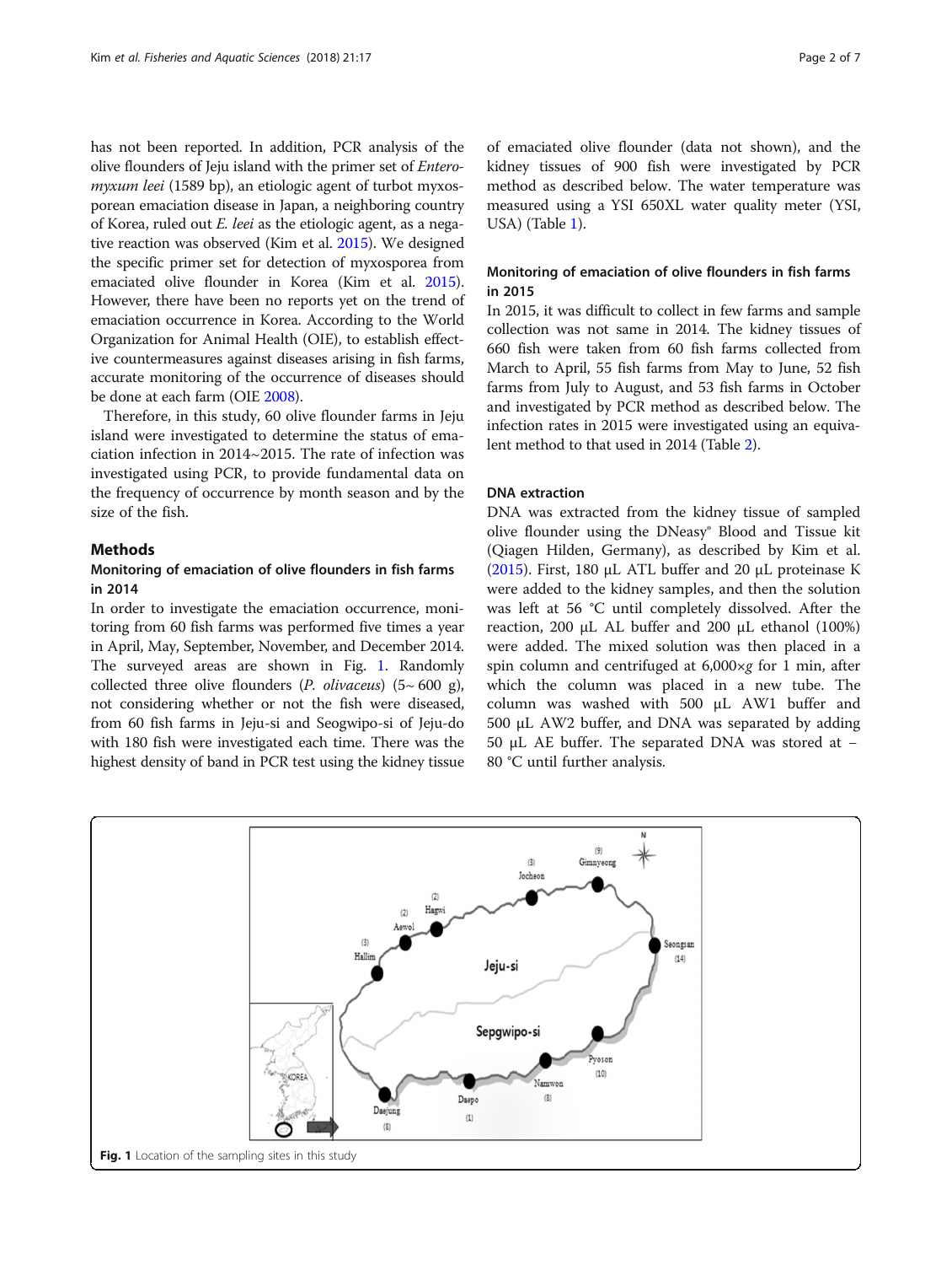has not been reported. In addition, PCR analysis of the olive flounders of Jeju island with the primer set of *Enteromyxum leei* (1589 bp), an etiologic agent of turbot myxosporean emaciation disease in Japan, a neighboring country of Korea, ruled out *E. leei* as the etiologic agent, as a negative reaction was observed (Kim et al. 2015). We designed the specific primer set for detection of myxosporea from emaciated olive flounder in Korea (Kim et al. 2015). However, there have been no reports yet on the trend of emaciation occurrence in Korea. According to the World Organization for Animal Health (OIE), to establish effective countermeasures against diseases arising in fish farms, accurate monitoring of the occurrence of diseases should be done at each farm (OIE 2008).

Therefore, in this study, 60 olive flounder farms in Jeju island were investigated to determine the status of emaciation infection in 2014~2015. The rate of infection was investigated using PCR, to provide fundamental data on the frequency of occurrence by month season and by the size of the fish.

## Methods

### Monitoring of emaciation of olive flounders in fish farms in 2014

In order to investigate the emaciation occurrence, monitoring from 60 fish farms was performed five times a year in April, May, September, November, and December 2014. The surveyed areas are shown in Fig. 1. Randomly collected three olive flounders (*P. olivaceus*) (5~ 600 g), not considering whether or not the fish were diseased, from 60 fish farms in Jeju-si and Seogwipo-si of Jeju-do with 180 fish were investigated each time. There was the highest density of band in PCR test using the kidney tissue of emaciated olive flounder (data not shown), and the kidney tissues of 900 fish were investigated by PCR method as described below. The water temperature was measured using a YSI 650XL water quality meter (YSI, USA) (Table 1).

### Monitoring of emaciation of olive flounders in fish farms in 2015

In 2015, it was difficult to collect in few farms and sample collection was not same in 2014. The kidney tissues of 660 fish were taken from 60 fish farms collected from March to April, 55 fish farms from May to June, 52 fish farms from July to August, and 53 fish farms in October and investigated by PCR method as described below. The infection rates in 2015 were investigated using an equivalent method to that used in 2014 (Table 2).

### DNA extraction

DNA was extracted from the kidney tissue of sampled olive flounder using the DNeasy® Blood and Tissue kit (Qiagen Hilden, Germany), as described by Kim et al. (2015). First, 180 μL ATL buffer and 20 μL proteinase K were added to the kidney samples, and then the solution was left at 56 °C until completely dissolved. After the reaction, 200 μL AL buffer and 200 μL ethanol (100%) were added. The mixed solution was then placed in a spin column and centrifuged at 6,000×*g* for 1 min, after which the column was placed in a new tube. The column was washed with 500 μL AW1 buffer and 500 μL AW2 buffer, and DNA was separated by adding 50 μL AE buffer. The separated DNA was stored at − 80 °C until further analysis.

**Fig. 1** Location of the sampling sites in this study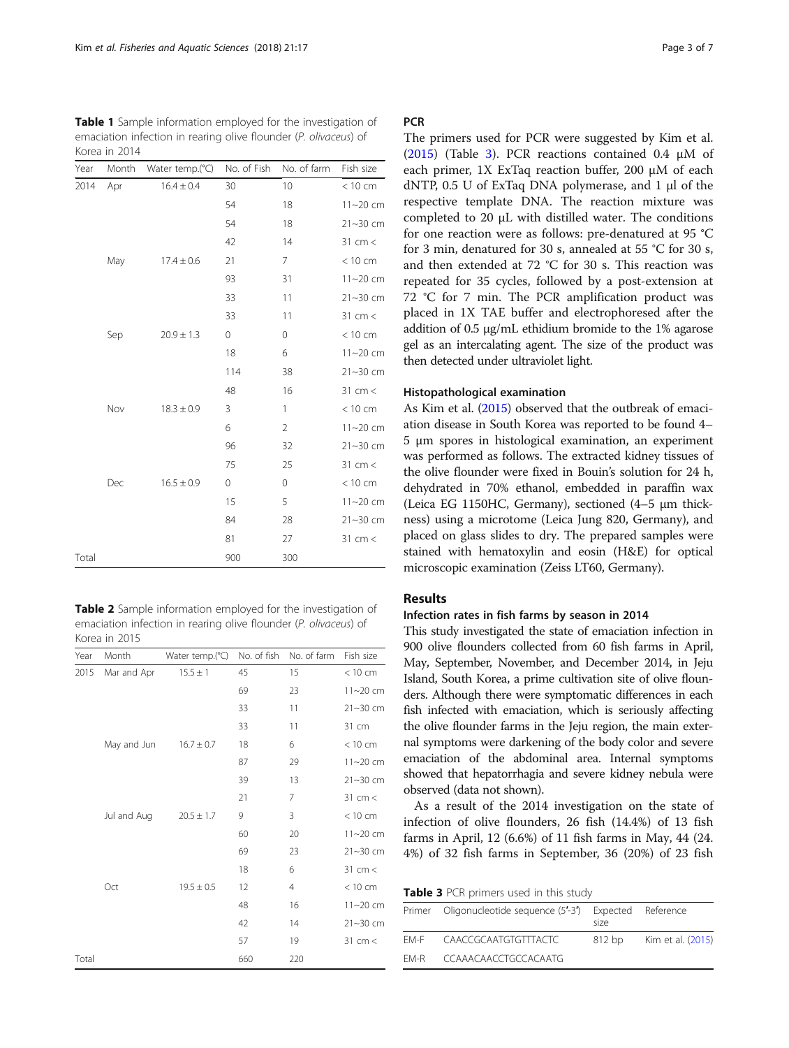**Table 1** Sample information employed for the investigation of emaciation infection in rearing olive flounder (*P. olivaceus*) of Korea in 2014

| Year | Month | Water temp.(°C) | No. of Fish | No. of farm | Fish size |
|---|---|---|---|---|---|
| 2014 | Apr | 16.4 ± 0.4 | 30 | 10 | < 10 cm |
| | | | 54 | 18 | 11~20 cm |
| | | | 54 | 18 | 21~30 cm |
| | | | 42 | 14 | 31 cm < |
| | May | 17.4 ± 0.6 | 21 | 7 | < 10 cm |
| | | | 93 | 31 | 11~20 cm |
| | | | 33 | 11 | 21~30 cm |
| | | | 33 | 11 | 31 cm < |
| | Sep | 20.9 ± 1.3 | 0 | 0 | < 10 cm |
| | | | 18 | 6 | 11~20 cm |
| | | | 114 | 38 | 21~30 cm |
| | | | 48 | 16 | 31 cm < |
| | Nov | 18.3 ± 0.9 | 3 | 1 | < 10 cm |
| | | | 6 | 2 | 11~20 cm |
| | | | 96 | 32 | 21~30 cm |
| | | | 75 | 25 | 31 cm < |
| | Dec | 16.5 ± 0.9 | 0 | 0 | < 10 cm |
| | | | 15 | 5 | 11~20 cm |
| | | | 84 | 28 | 21~30 cm |
| | | | 81 | 27 | 31 cm < |
| Total | | | 900 | 300 | |

**Table 2** Sample information employed for the investigation of emaciation infection in rearing olive flounder (*P. olivaceus*) of Korea in 2015

| Year | Month | Water temp.(°C) | No. of fish | No. of farm | Fish size |
|---|---|---|---|---|---|
| 2015 | Mar and Apr | 15.5 ± 1 | 45 | 15 | < 10 cm |
| | | | 69 | 23 | 11~20 cm |
| | | | 33 | 11 | 21~30 cm |
| | | | 33 | 11 | 31 cm |
| | May and Jun | 16.7 ± 0.7 | 18 | 6 | < 10 cm |
| | | | 87 | 29 | 11~20 cm |
| | | | 39 | 13 | 21~30 cm |
| | | | 21 | 7 | 31 cm < |
| | Jul and Aug | 20.5 ± 1.7 | 9 | 3 | < 10 cm |
| | | | 60 | 20 | 11~20 cm |
| | | | 69 | 23 | 21~30 cm |
| | | | 18 | 6 | 31 cm < |
| | Oct | 19.5 ± 0.5 | 12 | 4 | < 10 cm |
| | | | 48 | 16 | 11~20 cm |
| | | | 42 | 14 | 21~30 cm |
| | | | 57 | 19 | 31 cm < |
| Total | | | 660 | 220 | |

### PCR

The primers used for PCR were suggested by Kim et al. (2015) (Table 3). PCR reactions contained 0.4 μM of each primer, 1X ExTaq reaction buffer, 200 μM of each dNTP, 0.5 U of ExTaq DNA polymerase, and 1 μl of the respective template DNA. The reaction mixture was completed to 20 μL with distilled water. The conditions for one reaction were as follows: pre-denatured at 95 °C for 3 min, denatured for 30 s, annealed at 55 °C for 30 s, and then extended at 72 °C for 30 s. This reaction was repeated for 35 cycles, followed by a post-extension at 72 °C for 7 min. The PCR amplification product was placed in 1X TAE buffer and electrophoresed after the addition of 0.5 μg/mL ethidium bromide to the 1% agarose gel as an intercalating agent. The size of the product was then detected under ultraviolet light.

### Histopathological examination

As Kim et al. (2015) observed that the outbreak of emaciation disease in South Korea was reported to be found 4–5 μm spores in histological examination, an experiment was performed as follows. The extracted kidney tissues of the olive flounder were fixed in Bouin's solution for 24 h, dehydrated in 70% ethanol, embedded in paraffin wax (Leica EG 1150HC, Germany), sectioned (4–5 μm thickness) using a microtome (Leica Jung 820, Germany), and placed on glass slides to dry. The prepared samples were stained with hematoxylin and eosin (H&E) for optical microscopic examination (Zeiss LT60, Germany).

## Results

### Infection rates in fish farms by season in 2014

This study investigated the state of emaciation infection in 900 olive flounders collected from 60 fish farms in April, May, September, November, and December 2014, in Jeju Island, South Korea, a prime cultivation site of olive flounders. Although there were symptomatic differences in each fish infected with emaciation, which is seriously affecting the olive flounder farms in the Jeju region, the main external symptoms were darkening of the body color and severe emaciation of the abdominal area. Internal symptoms showed that hepatorrhagia and severe kidney nebula were observed (data not shown).

As a result of the 2014 investigation on the state of infection of olive flounders, 26 fish (14.4%) of 13 fish farms in April, 12 (6.6%) of 11 fish farms in May, 44 (24.4%) of 32 fish farms in September, 36 (20%) of 23 fish

**Table 3** PCR primers used in this study

| Primer | Oligonucleotide sequence (5′-3′) | Expected size | Reference |
|---|---|---|---|
| EM-F | CAACCGCAATGTGTTTACTC | 812 bp | Kim et al. (2015) |
| EM-R | CCAAACAACCTGCCACAATG | | |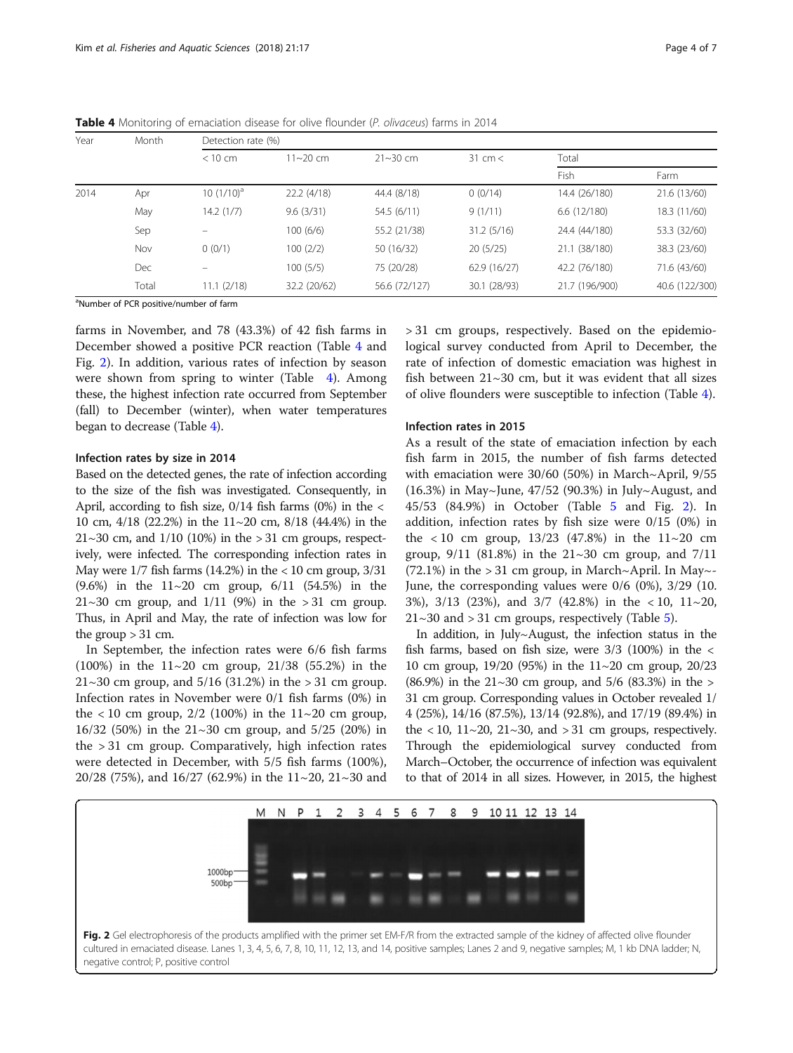**Table 4** Monitoring of emaciation disease for olive flounder (*P. olivaceus*) farms in 2014

| Year | Month | Detection rate (%) | | | | | |
|---|---|---|---|---|---|---|---|
| | | < 10 cm | 11~20 cm | 21~30 cm | 31 cm < | Total | |
| | | | | | | Fish | Farm |
| 2014 | Apr | 10 (1/10)[a] | 22.2 (4/18) | 44.4 (8/18) | 0 (0/14) | 14.4 (26/180) | 21.6 (13/60) |
| | May | 14.2 (1/7) | 9.6 (3/31) | 54.5 (6/11) | 9 (1/11) | 6.6 (12/180) | 18.3 (11/60) |
| | Sep | – | 100 (6/6) | 55.2 (21/38) | 31.2 (5/16) | 24.4 (44/180) | 53.3 (32/60) |
| | Nov | 0 (0/1) | 100 (2/2) | 50 (16/32) | 20 (5/25) | 21.1 (38/180) | 38.3 (23/60) |
| | Dec | – | 100 (5/5) | 75 (20/28) | 62.9 (16/27) | 42.2 (76/180) | 71.6 (43/60) |
| | Total | 11.1 (2/18) | 32.2 (20/62) | 56.6 (72/127) | 30.1 (28/93) | 21.7 (196/900) | 40.6 (122/300) |

[a]Number of PCR positive/number of farm

farms in November, and 78 (43.3%) of 42 fish farms in December showed a positive PCR reaction (Table 4 and Fig. 2). In addition, various rates of infection by season were shown from spring to winter (Table 4). Among these, the highest infection rate occurred from September (fall) to December (winter), when water temperatures began to decrease (Table 4).

#### Infection rates by size in 2014

Based on the detected genes, the rate of infection according to the size of the fish was investigated. Consequently, in April, according to fish size, 0/14 fish farms (0%) in the < 10 cm, 4/18 (22.2%) in the 11~20 cm, 8/18 (44.4%) in the 21~30 cm, and 1/10 (10%) in the > 31 cm groups, respectively, were infected. The corresponding infection rates in May were 1/7 fish farms (14.2%) in the < 10 cm group, 3/31 (9.6%) in the 11~20 cm group, 6/11 (54.5%) in the 21~30 cm group, and 1/11 (9%) in the > 31 cm group. Thus, in April and May, the rate of infection was low for the group > 31 cm.

In September, the infection rates were 6/6 fish farms (100%) in the 11~20 cm group, 21/38 (55.2%) in the 21~30 cm group, and 5/16 (31.2%) in the > 31 cm group. Infection rates in November were 0/1 fish farms (0%) in the < 10 cm group, 2/2 (100%) in the 11~20 cm group, 16/32 (50%) in the 21~30 cm group, and 5/25 (20%) in the > 31 cm group. Comparatively, high infection rates were detected in December, with 5/5 fish farms (100%), 20/28 (75%), and 16/27 (62.9%) in the 11~20, 21~30 and > 31 cm groups, respectively. Based on the epidemiological survey conducted from April to December, the rate of infection of domestic emaciation was highest in fish between 21~30 cm, but it was evident that all sizes of olive flounders were susceptible to infection (Table 4).

#### Infection rates in 2015

As a result of the state of emaciation infection by each fish farm in 2015, the number of fish farms detected with emaciation were 30/60 (50%) in March~April, 9/55 (16.3%) in May~June, 47/52 (90.3%) in July~August, and 45/53 (84.9%) in October (Table 5 and Fig. 2). In addition, infection rates by fish size were 0/15 (0%) in the < 10 cm group, 13/23 (47.8%) in the 11~20 cm group, 9/11 (81.8%) in the 21~30 cm group, and 7/11 (72.1%) in the > 31 cm group, in March~April. In May~June, the corresponding values were 0/6 (0%), 3/29 (10.3%), 3/13 (23%), and 3/7 (42.8%) in the < 10, 11~20, 21~30 and > 31 cm groups, respectively (Table 5).

In addition, in July~August, the infection status in the fish farms, based on fish size, were 3/3 (100%) in the < 10 cm group, 19/20 (95%) in the 11~20 cm group, 20/23 (86.9%) in the 21~30 cm group, and 5/6 (83.3%) in the > 31 cm group. Corresponding values in October revealed 1/4 (25%), 14/16 (87.5%), 13/14 (92.8%), and 17/19 (89.4%) in the < 10, 11~20, 21~30, and > 31 cm groups, respectively. Through the epidemiological survey conducted from March–October, the occurrence of infection was equivalent to that of 2014 in all sizes. However, in 2015, the highest

**Fig. 2** Gel electrophoresis of the products amplified with the primer set EM-F/R from the extracted sample of the kidney of affected olive flounder cultured in emaciated disease. Lanes 1, 3, 4, 5, 6, 7, 8, 10, 11, 12, 13, and 14, positive samples; Lanes 2 and 9, negative samples; M, 1 kb DNA ladder; N, negative control; P, positive control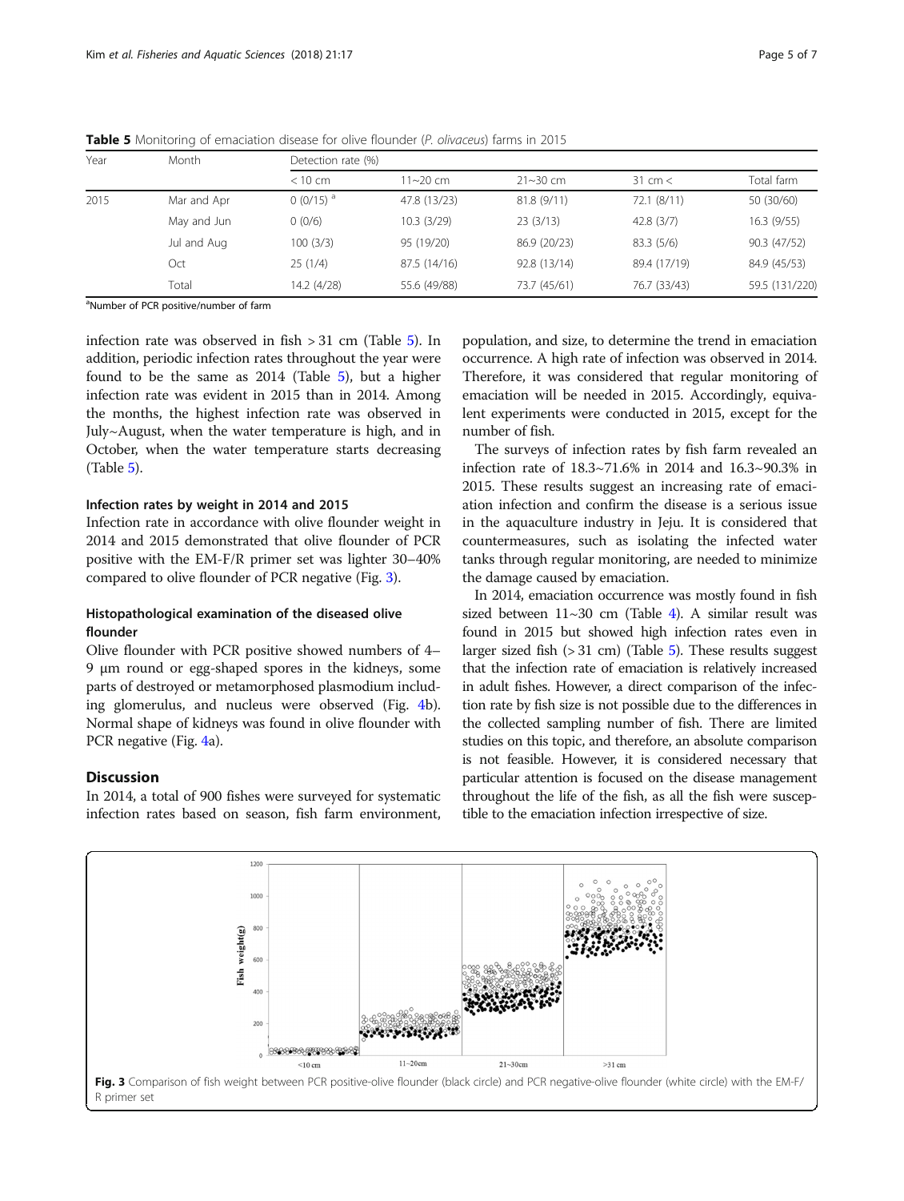**Table 5** Monitoring of emaciation disease for olive flounder (*P. olivaceus*) farms in 2015

| Year | Month | Detection rate (%) | | | | |
|---|---|---|---|---|---|---|
| | | < 10 cm | 11~20 cm | 21~30 cm | 31 cm < | Total farm |
| 2015 | Mar and Apr | 0 (0/15) [a] | 47.8 (13/23) | 81.8 (9/11) | 72.1 (8/11) | 50 (30/60) |
| | May and Jun | 0 (0/6) | 10.3 (3/29) | 23 (3/13) | 42.8 (3/7) | 16.3 (9/55) |
| | Jul and Aug | 100 (3/3) | 95 (19/20) | 86.9 (20/23) | 83.3 (5/6) | 90.3 (47/52) |
| | Oct | 25 (1/4) | 87.5 (14/16) | 92.8 (13/14) | 89.4 (17/19) | 84.9 (45/53) |
| | Total | 14.2 (4/28) | 55.6 (49/88) | 73.7 (45/61) | 76.7 (33/43) | 59.5 (131/220) |

[a]Number of PCR positive/number of farm

infection rate was observed in fish > 31 cm (Table 5). In addition, periodic infection rates throughout the year were found to be the same as 2014 (Table 5), but a higher infection rate was evident in 2015 than in 2014. Among the months, the highest infection rate was observed in July~August, when the water temperature is high, and in October, when the water temperature starts decreasing (Table 5).

### Infection rates by weight in 2014 and 2015

Infection rate in accordance with olive flounder weight in 2014 and 2015 demonstrated that olive flounder of PCR positive with the EM-F/R primer set was lighter 30–40% compared to olive flounder of PCR negative (Fig. 3).

### Histopathological examination of the diseased olive flounder

Olive flounder with PCR positive showed numbers of 4–9 μm round or egg-shaped spores in the kidneys, some parts of destroyed or metamorphosed plasmodium including glomerulus, and nucleus were observed (Fig. 4b). Normal shape of kidneys was found in olive flounder with PCR negative (Fig. 4a).

## Discussion

In 2014, a total of 900 fishes were surveyed for systematic infection rates based on season, fish farm environment, population, and size, to determine the trend in emaciation occurrence. A high rate of infection was observed in 2014. Therefore, it was considered that regular monitoring of emaciation will be needed in 2015. Accordingly, equivalent experiments were conducted in 2015, except for the number of fish.

The surveys of infection rates by fish farm revealed an infection rate of 18.3~71.6% in 2014 and 16.3~90.3% in 2015. These results suggest an increasing rate of emaciation infection and confirm the disease is a serious issue in the aquaculture industry in Jeju. It is considered that countermeasures, such as isolating the infected water tanks through regular monitoring, are needed to minimize the damage caused by emaciation.

In 2014, emaciation occurrence was mostly found in fish sized between 11~30 cm (Table 4). A similar result was found in 2015 but showed high infection rates even in larger sized fish (> 31 cm) (Table 5). These results suggest that the infection rate of emaciation is relatively increased in adult fishes. However, a direct comparison of the infection rate by fish size is not possible due to the differences in the collected sampling number of fish. There are limited studies on this topic, and therefore, an absolute comparison is not feasible. However, it is considered necessary that particular attention is focused on the disease management throughout the life of the fish, as all the fish were susceptible to the emaciation infection irrespective of size.

**Fig. 3** Comparison of fish weight between PCR positive-olive flounder (black circle) and PCR negative-olive flounder (white circle) with the EM-F/R primer set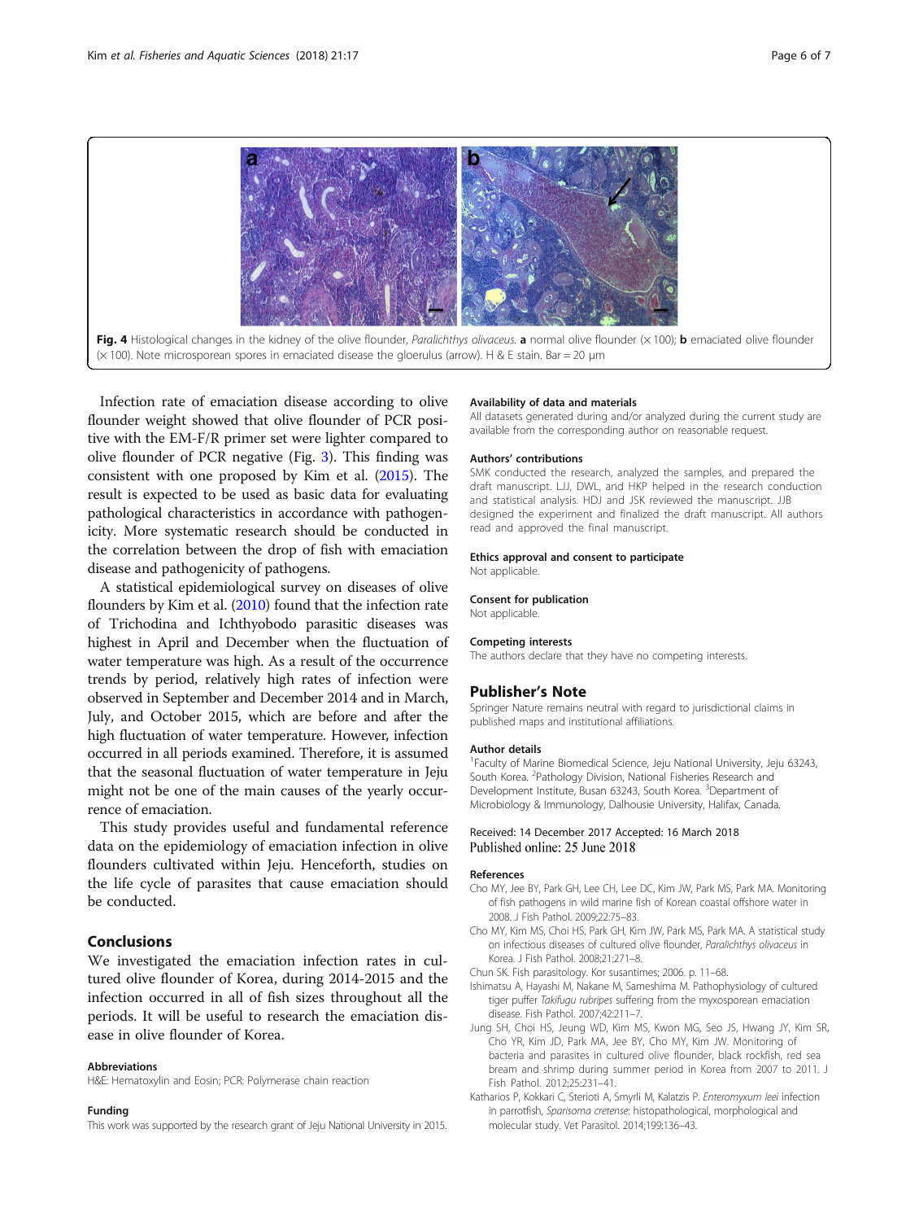**Fig. 4** Histological changes in the kidney of the olive flounder, *Paralichthys olivaceus*. **a** normal olive flounder (× 100); **b** emaciated olive flounder (× 100). Note microsporean spores in emaciated disease the gloerulus (arrow). H & E stain. Bar = 20 μm

Infection rate of emaciation disease according to olive flounder weight showed that olive flounder of PCR positive with the EM-F/R primer set were lighter compared to olive flounder of PCR negative (Fig. 3). This finding was consistent with one proposed by Kim et al. (2015). The result is expected to be used as basic data for evaluating pathological characteristics in accordance with pathogenicity. More systematic research should be conducted in the correlation between the drop of fish with emaciation disease and pathogenicity of pathogens.

A statistical epidemiological survey on diseases of olive flounders by Kim et al. (2010) found that the infection rate of Trichodina and Ichthyobodo parasitic diseases was highest in April and December when the fluctuation of water temperature was high. As a result of the occurrence trends by period, relatively high rates of infection were observed in September and December 2014 and in March, July, and October 2015, which are before and after the high fluctuation of water temperature. However, infection occurred in all periods examined. Therefore, it is assumed that the seasonal fluctuation of water temperature in Jeju might not be one of the main causes of the yearly occurrence of emaciation.

This study provides useful and fundamental reference data on the epidemiology of emaciation infection in olive flounders cultivated within Jeju. Henceforth, studies on the life cycle of parasites that cause emaciation should be conducted.

## Conclusions

We investigated the emaciation infection rates in cultured olive flounder of Korea, during 2014-2015 and the infection occurred in all of fish sizes throughout all the periods. It will be useful to research the emaciation disease in olive flounder of Korea.

#### Abbreviations

H&E: Hematoxylin and Eosin; PCR: Polymerase chain reaction

#### Funding

This work was supported by the research grant of Jeju National University in 2015.

#### Availability of data and materials

All datasets generated during and/or analyzed during the current study are available from the corresponding author on reasonable request.

#### Authors' contributions

SMK conducted the research, analyzed the samples, and prepared the draft manuscript. LJJ, DWL, and HKP helped in the research conduction and statistical analysis. HDJ and JSK reviewed the manuscript. JJB designed the experiment and finalized the draft manuscript. All authors read and approved the final manuscript.

#### Ethics approval and consent to participate

Not applicable.

#### Consent for publication

Not applicable.

#### Competing interests

The authors declare that they have no competing interests.

## Publisher's Note

Springer Nature remains neutral with regard to jurisdictional claims in published maps and institutional affiliations.

#### Author details

[1]Faculty of Marine Biomedical Science, Jeju National University, Jeju 63243, South Korea. [2]Pathology Division, National Fisheries Research and Development Institute, Busan 63243, South Korea. [3]Department of Microbiology & Immunology, Dalhousie University, Halifax, Canada.

Received: 14 December 2017 Accepted: 16 March 2018
Published online: 25 June 2018

#### References

Cho MY, Jee BY, Park GH, Lee CH, Lee DC, Kim JW, Park MS, Park MA. Monitoring of fish pathogens in wild marine fish of Korean coastal offshore water in 2008. J Fish Pathol. 2009;22:75–83.

Cho MY, Kim MS, Choi HS, Park GH, Kim JW, Park MS, Park MA. A statistical study on infectious diseases of cultured olive flounder, *Paralichthys olivaceus* in Korea. J Fish Pathol. 2008;21:271–8.

Chun SK. Fish parasitology. Kor susantimes; 2006. p. 11–68.

Ishimatsu A, Hayashi M, Nakane M, Sameshima M. Pathophysiology of cultured tiger puffer *Takifugu rubripes* suffering from the myxosporean emaciation disease. Fish Pathol. 2007;42:211–7.

Jung SH, Choi HS, Jeung WD, Kim MS, Kwon MG, Seo JS, Hwang JY, Kim SR, Cho YR, Kim JD, Park MA, Jee BY, Cho MY, Kim JW. Monitoring of bacteria and parasites in cultured olive flounder, black rockfish, red sea bream and shrimp during summer period in Korea from 2007 to 2011. J Fish Pathol. 2012;25:231–41.

Katharios P, Kokkari C, Sterioti A, Smyrli M, Kalatzis P. *Enteromyxum leei* infection in parrotfish, *Sparisoma cretense*: histopathological, morphological and molecular study. Vet Parasitol. 2014;199:136–43.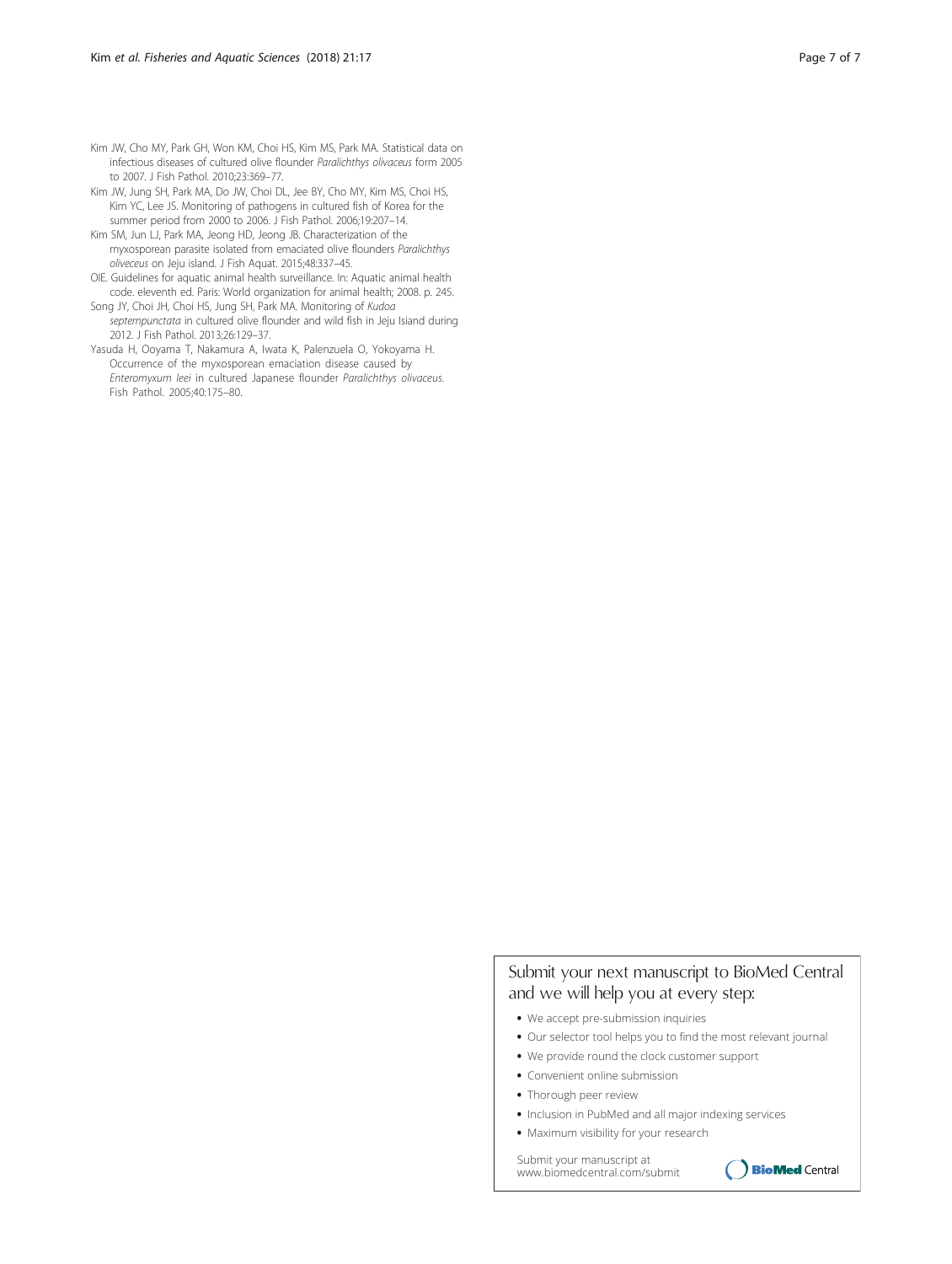Kim JW, Cho MY, Park GH, Won KM, Choi HS, Kim MS, Park MA. Statistical data on infectious diseases of cultured olive flounder *Paralichthys olivaceus* form 2005 to 2007. J Fish Pathol. 2010;23:369–77.

Kim JW, Jung SH, Park MA, Do JW, Choi DL, Jee BY, Cho MY, Kim MS, Choi HS, Kim YC, Lee JS. Monitoring of pathogens in cultured fish of Korea for the summer period from 2000 to 2006. J Fish Pathol. 2006;19:207–14.

Kim SM, Jun LJ, Park MA, Jeong HD, Jeong JB. Characterization of the myxosporean parasite isolated from emaciated olive flounders *Paralichthys oliveceus* on Jeju island. J Fish Aquat. 2015;48:337–45.

OIE. Guidelines for aquatic animal health surveillance. In: Aquatic animal health code. eleventh ed. Paris: World organization for animal health; 2008. p. 245.

Song JY, Choi JH, Choi HS, Jung SH, Park MA. Monitoring of *Kudoa septempunctata* in cultured olive flounder and wild fish in Jeju Isiand during 2012. J Fish Pathol. 2013;26:129–37.

Yasuda H, Ooyama T, Nakamura A, Iwata K, Palenzuela O, Yokoyama H. Occurrence of the myxosporean emaciation disease caused by *Enteromyxum leei* in cultured Japanese flounder *Paralichthys olivaceus*. Fish Pathol. 2005;40:175–80.

Submit your next manuscript to BioMed Central and we will help you at every step:

- We accept pre-submission inquiries
- Our selector tool helps you to find the most relevant journal
- We provide round the clock customer support
- Convenient online submission
- Thorough peer review
- Inclusion in PubMed and all major indexing services
- Maximum visibility for your research

Submit your manuscript at
www.biomedcentral.com/submit

BioMed Central